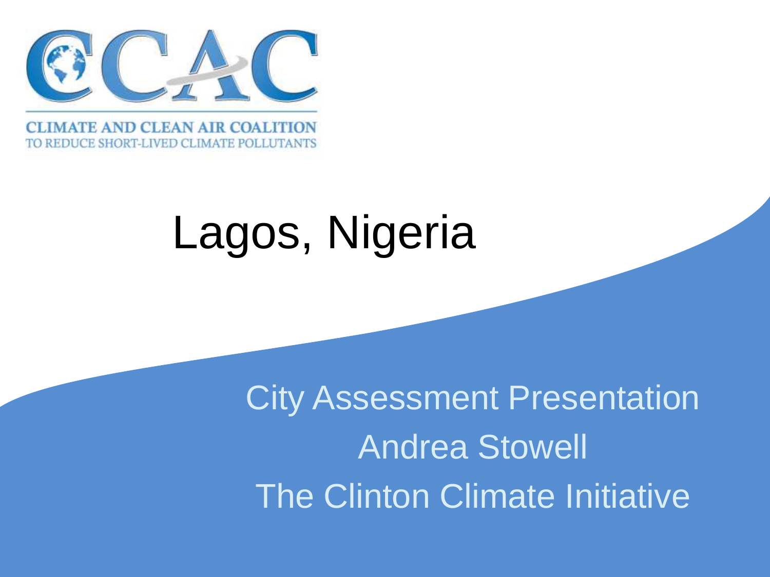CLIMATE AND CLEAN AIR COALITION
TO REDUCE SHORT-LIVED CLIMATE POLLUTANTS

# Lagos, Nigeria

City Assessment Presentation

Andrea Stowell

The Clinton Climate Initiative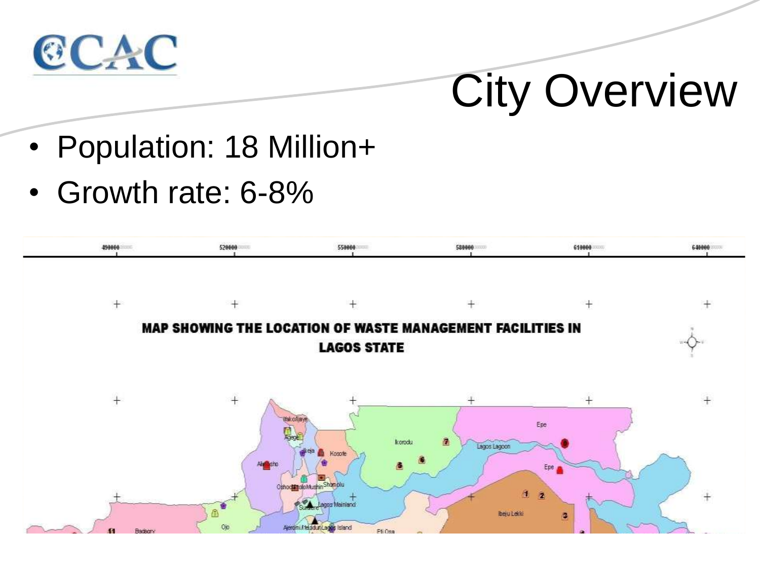# City Overview

- Population: 18 Million+
- Growth rate: 6-8%

MAP SHOWING THE LOCATION OF WASTE MANAGEMENT FACILITIES IN LAGOS STATE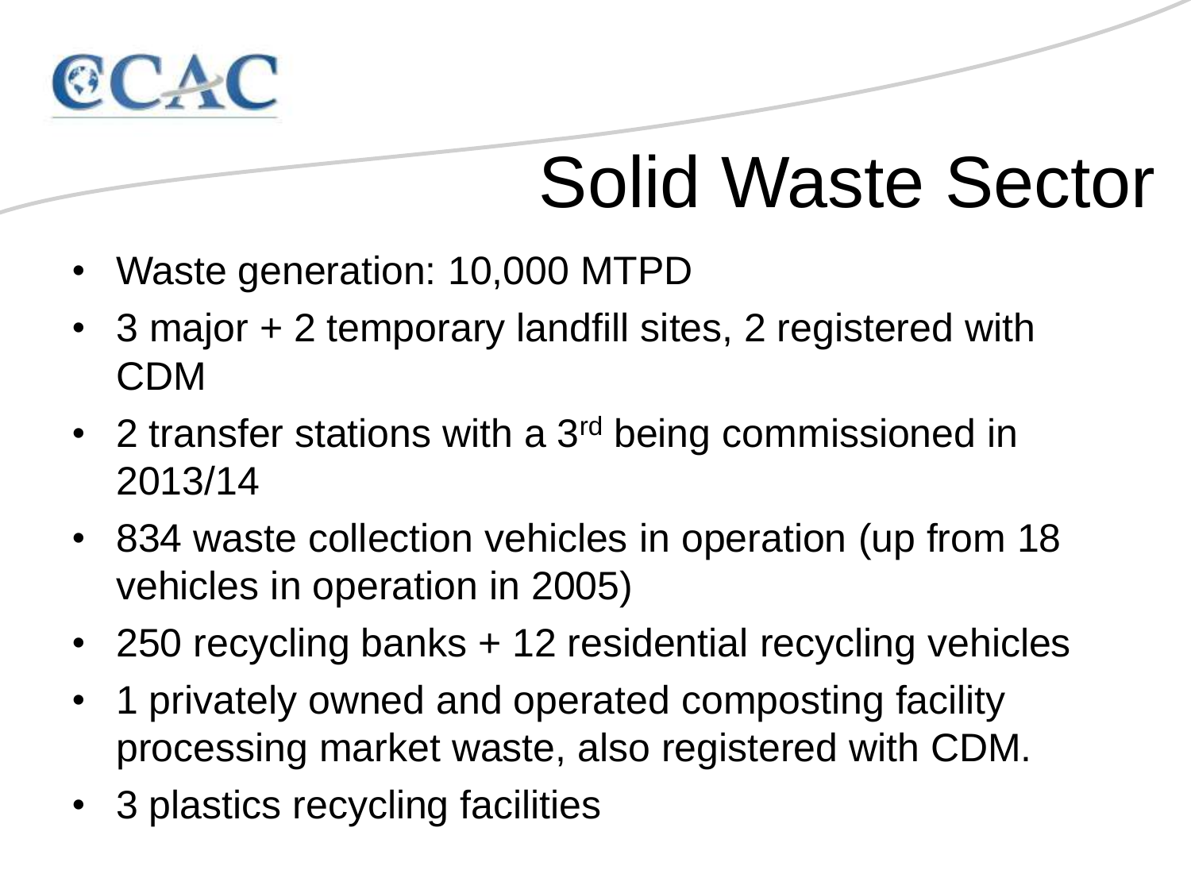# Solid Waste Sector

- Waste generation: 10,000 MTPD
- 3 major + 2 temporary landfill sites, 2 registered with CDM
- 2 transfer stations with a 3rd being commissioned in 2013/14
- 834 waste collection vehicles in operation (up from 18 vehicles in operation in 2005)
- 250 recycling banks + 12 residential recycling vehicles
- 1 privately owned and operated composting facility processing market waste, also registered with CDM.
- 3 plastics recycling facilities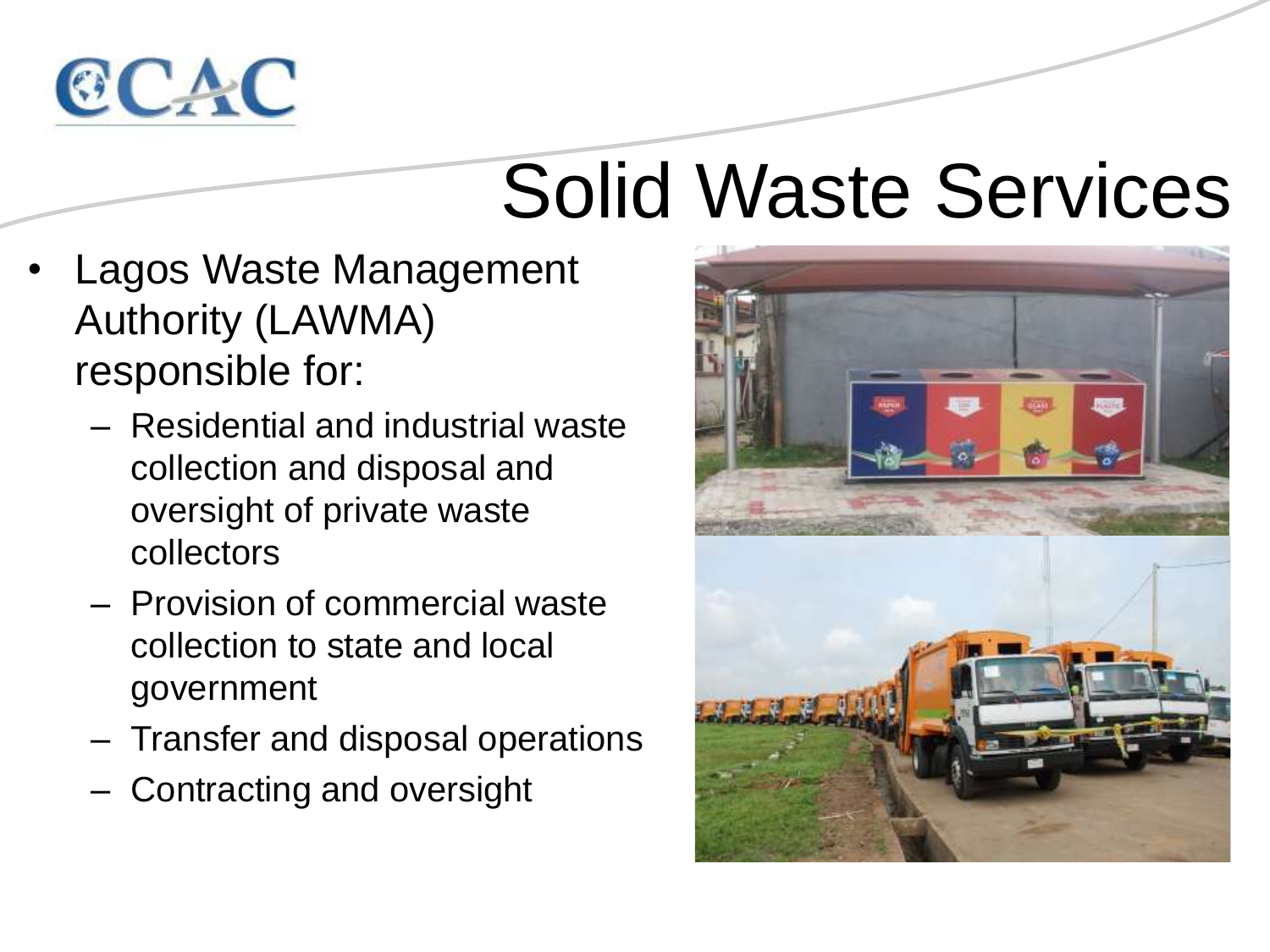# Solid Waste Services

- Lagos Waste Management Authority (LAWMA) responsible for:
  - Residential and industrial waste collection and disposal and oversight of private waste collectors
  - Provision of commercial waste collection to state and local government
  - Transfer and disposal operations
  - Contracting and oversight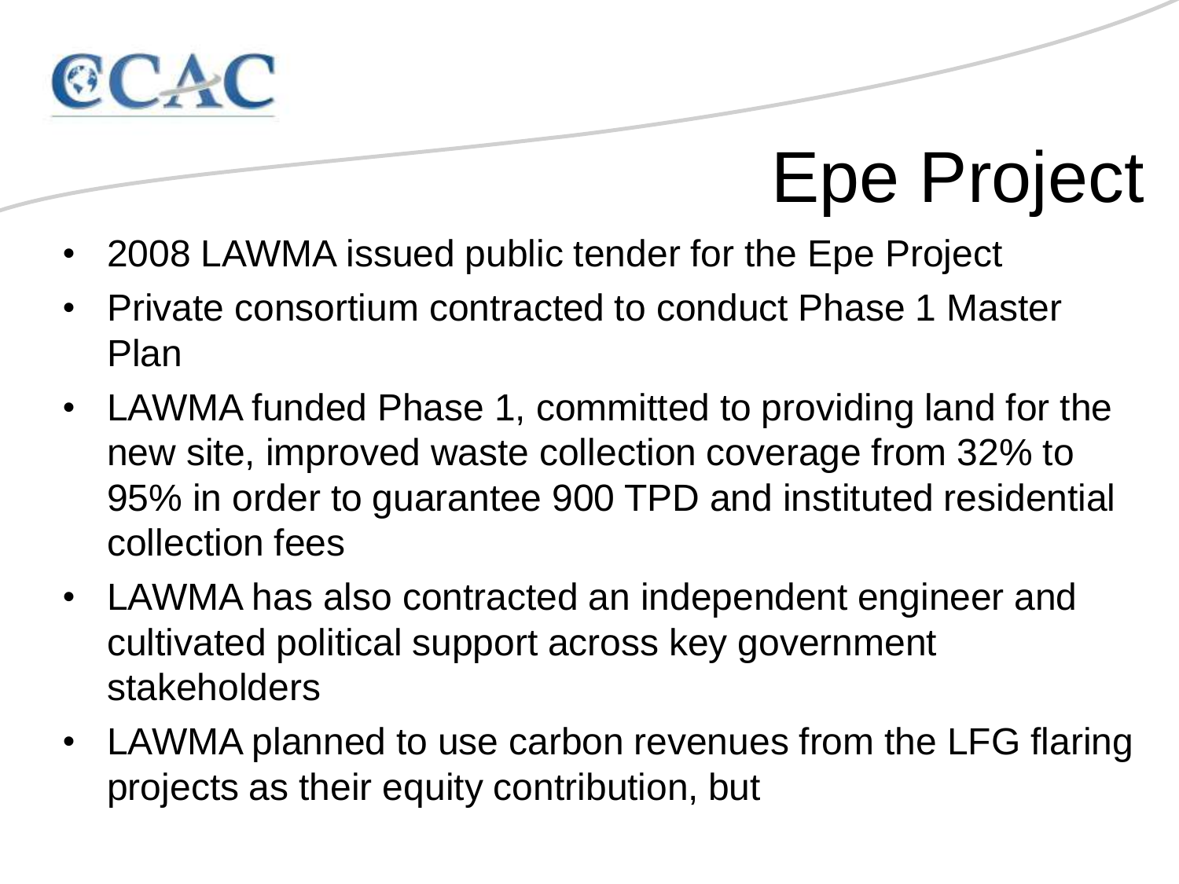# Epe Project

- 2008 LAWMA issued public tender for the Epe Project
- Private consortium contracted to conduct Phase 1 Master Plan
- LAWMA funded Phase 1, committed to providing land for the new site, improved waste collection coverage from 32% to 95% in order to guarantee 900 TPD and instituted residential collection fees
- LAWMA has also contracted an independent engineer and cultivated political support across key government stakeholders
- LAWMA planned to use carbon revenues from the LFG flaring projects as their equity contribution, but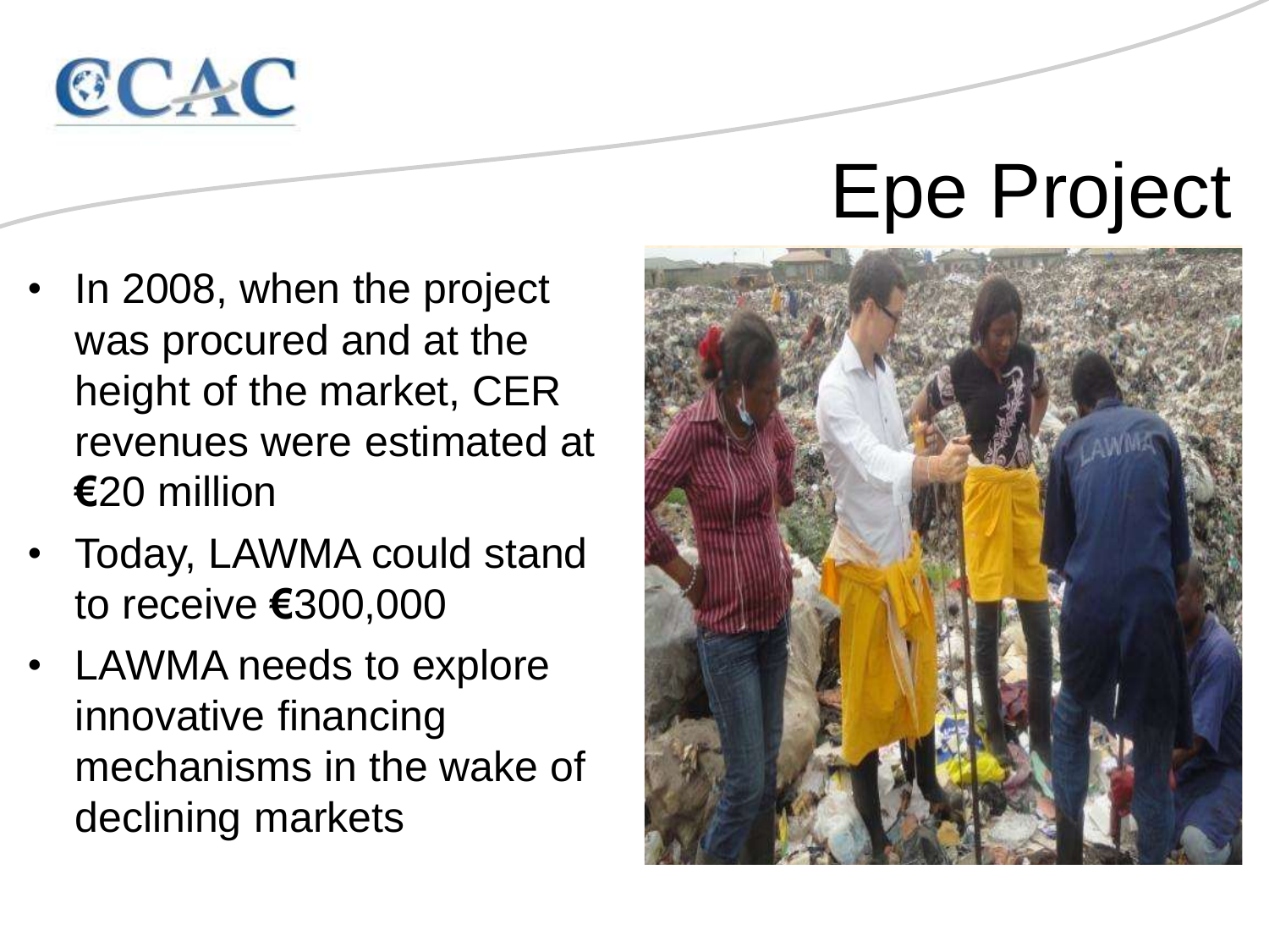# Epe Project

- In 2008, when the project was procured and at the height of the market, CER revenues were estimated at €20 million
- Today, LAWMA could stand to receive €300,000
- LAWMA needs to explore innovative financing mechanisms in the wake of declining markets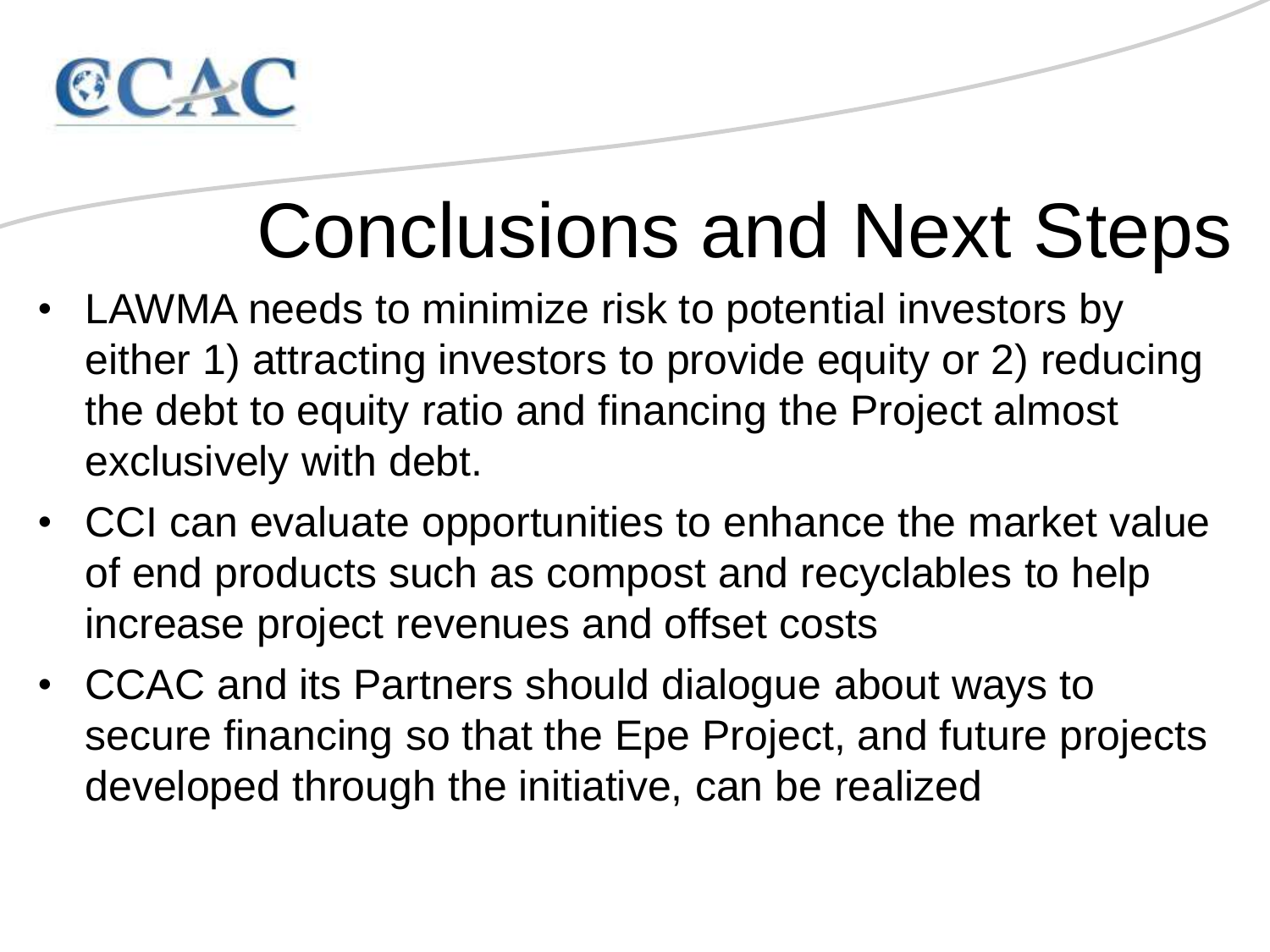# Conclusions and Next Steps

- LAWMA needs to minimize risk to potential investors by either 1) attracting investors to provide equity or 2) reducing the debt to equity ratio and financing the Project almost exclusively with debt.
- CCI can evaluate opportunities to enhance the market value of end products such as compost and recyclables to help increase project revenues and offset costs
- CCAC and its Partners should dialogue about ways to secure financing so that the Epe Project, and future projects developed through the initiative, can be realized